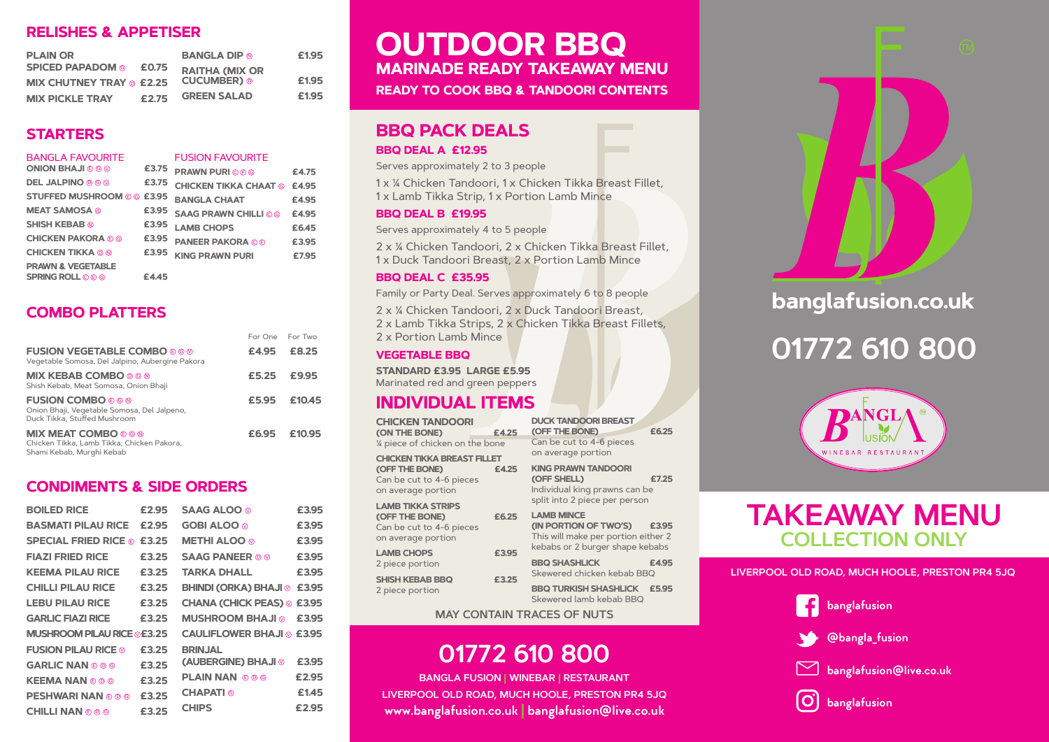## RELISHES & APPETISER

| Item | Price |
|---|---|
| PLAIN OR SPICED PAPADOM | £0.75 |
| MIX CHUTNEY TRAY | £2.25 |
| MIX PICKLE TRAY | £2.75 |
| BANGLA DIP | £1.95 |
| RAITHA (MIX OR CUCUMBER) | £1.95 |
| GREEN SALAD | £1.95 |

## STARTERS

### BANGLA FAVOURITE

| Item | Price |
|---|---|
| ONION BHAJI | £3.75 |
| DEL JALPINO | £3.75 |
| STUFFED MUSHROOM | £3.95 |
| MEAT SAMOSA | £3.95 |
| SHISH KEBAB | £3.95 |
| CHICKEN PAKORA | £3.95 |
| CHICKEN TIKKA | £3.95 |
| PRAWN & VEGETABLE SPRING ROLL | £4.45 |

### FUSION FAVOURITE

| Item | Price |
|---|---|
| PRAWN PURI | £4.75 |
| CHICKEN TIKKA CHAAT | £4.95 |
| BANGLA CHAAT | £4.95 |
| SAAG PRAWN CHILLI | £4.95 |
| LAMB CHOPS | £6.45 |
| PANEER PAKORA | £3.95 |
| KING PRAWN PURI | £7.95 |

## COMBO PLATTERS

| Item | For One | For Two |
|---|---|---|
| **FUSION VEGETABLE COMBO** Vegetable Somosa, Del Jalpino, Aubergine Pakora | £4.95 | £8.25 |
| **MIX KEBAB COMBO** Shish Kebab, Meat Somosa, Onion Bhaji | £5.25 | £9.95 |
| **FUSION COMBO** Onion Bhaji, Vegetable Somosa, Del Jalpeno, Duck Tikka, Stuffed Mushroom | £5.95 | £10.45 |
| **MIX MEAT COMBO** Chicken Tikka, Lamb Tikka, Chicken Pakora, Shami Kebab, Murghi Kebab | £6.95 | £10.95 |

## CONDIMENTS & SIDE ORDERS

| Item | Price |
|---|---|
| BOILED RICE | £2.95 |
| BASMATI PILAU RICE | £2.95 |
| SPECIAL FRIED RICE | £3.25 |
| FIAZI FRIED RICE | £3.25 |
| KEEMA PILAU RICE | £3.25 |
| CHILLI PILAU RICE | £3.25 |
| LEBU PILAU RICE | £3.25 |
| GARLIC FIAZI RICE | £3.25 |
| MUSHROOM PILAU RICE | £3.25 |
| FUSION PILAU RICE | £3.25 |
| GARLIC NAN | £3.25 |
| KEEMA NAN | £3.25 |
| PESHWARI NAN | £3.25 |
| CHILLI NAN | £3.25 |
| SAAG ALOO | £3.95 |
| GOBI ALOO | £3.95 |
| METHI ALOO | £3.95 |
| SAAG PANEER | £3.95 |
| TARKA DHALL | £3.95 |
| BHINDI (ORKA) BHAJI | £3.95 |
| CHANA (CHICK PEAS) | £3.95 |
| MUSHROOM BHAJI | £3.95 |
| CAULIFLOWER BHAJI | £3.95 |
| BRINJAL (AUBERGINE) BHAJI | £3.95 |
| PLAIN NAN | £2.95 |
| CHAPATI | £1.45 |
| CHIPS | £2.95 |

# OUTDOOR BBQ

### MARINADE READY TAKEAWAY MENU

**READY TO COOK BBQ & TANDOORI CONTENTS**

## BBQ PACK DEALS

### BBQ DEAL A £12.95

Serves approximately 2 to 3 people

1 x ¼ Chicken Tandoori, 1 x Chicken Tikka Breast Fillet, 1 x Lamb Tikka Strip, 1 x Portion Lamb Mince

### BBQ DEAL B £19.95

Serves approximately 4 to 5 people

2 x ¼ Chicken Tandoori, 2 x Chicken Tikka Breast Fillet, 1 x Duck Tandoori Breast, 2 x Portion Lamb Mince

### BBQ DEAL C £35.95

Family or Party Deal. Serves approximately 6 to 8 people

2 x ¼ Chicken Tandoori, 2 x Duck Tandoori Breast, 2 x Lamb Tikka Strips, 2 x Chicken Tikka Breast Fillets, 2 x Portion Lamb Mince

### VEGETABLE BBQ

**STANDARD £3.95 LARGE £5.95**

Marinated red and green peppers

## INDIVIDUAL ITEMS

| Item | Price |
|---|---|
| **CHICKEN TANDOORI (ON THE BONE)** ¼ piece of chicken on the bone | £4.25 |
| **CHICKEN TIKKA BREAST FILLET (OFF THE BONE)** Can be cut to 4-6 pieces on average portion | £4.25 |
| **LAMB TIKKA STRIPS (OFF THE BONE)** Can be cut to 4-6 pieces on average portion | £6.25 |
| **LAMB CHOPS** 2 piece portion | £3.95 |
| **SHISH KEBAB BBQ** 2 piece portion | £3.25 |
| **DUCK TANDOORI BREAST (OFF THE BONE)** Can be cut to 4-6 pieces on average portion | £6.25 |
| **KING PRAWN TANDOORI (OFF SHELL)** Individual king prawns can be split into 2 piece per person | £7.25 |
| **LAMB MINCE (IN PORTION OF TWO'S)** This will make per portion either 2 kebabs or 2 burger shape kebabs | £3.95 |
| **BBQ SHASHLICK** Skewered chicken kebab BBQ | £4.95 |
| **BBQ TURKISH SHASHLICK** Skewered lamb kebab BBQ | £5.95 |

MAY CONTAIN TRACES OF NUTS

## 01772 610 800

BANGLA FUSION | WINEBAR | RESTAURANT

LIVERPOOL OLD ROAD, MUCH HOOLE, PRESTON PR4 5JQ

www.banglafusion.co.uk | banglafusion@live.co.uk

banglafusion.co.uk

01772 610 800

BANGLA FUSION WINEBAR RESTAURANT

# TAKEAWAY MENU

## COLLECTION ONLY

LIVERPOOL OLD ROAD, MUCH HOOLE, PRESTON PR4 5JQ

- banglafusion
- @bangla_fusion
- banglafusion@live.co.uk
- banglafusion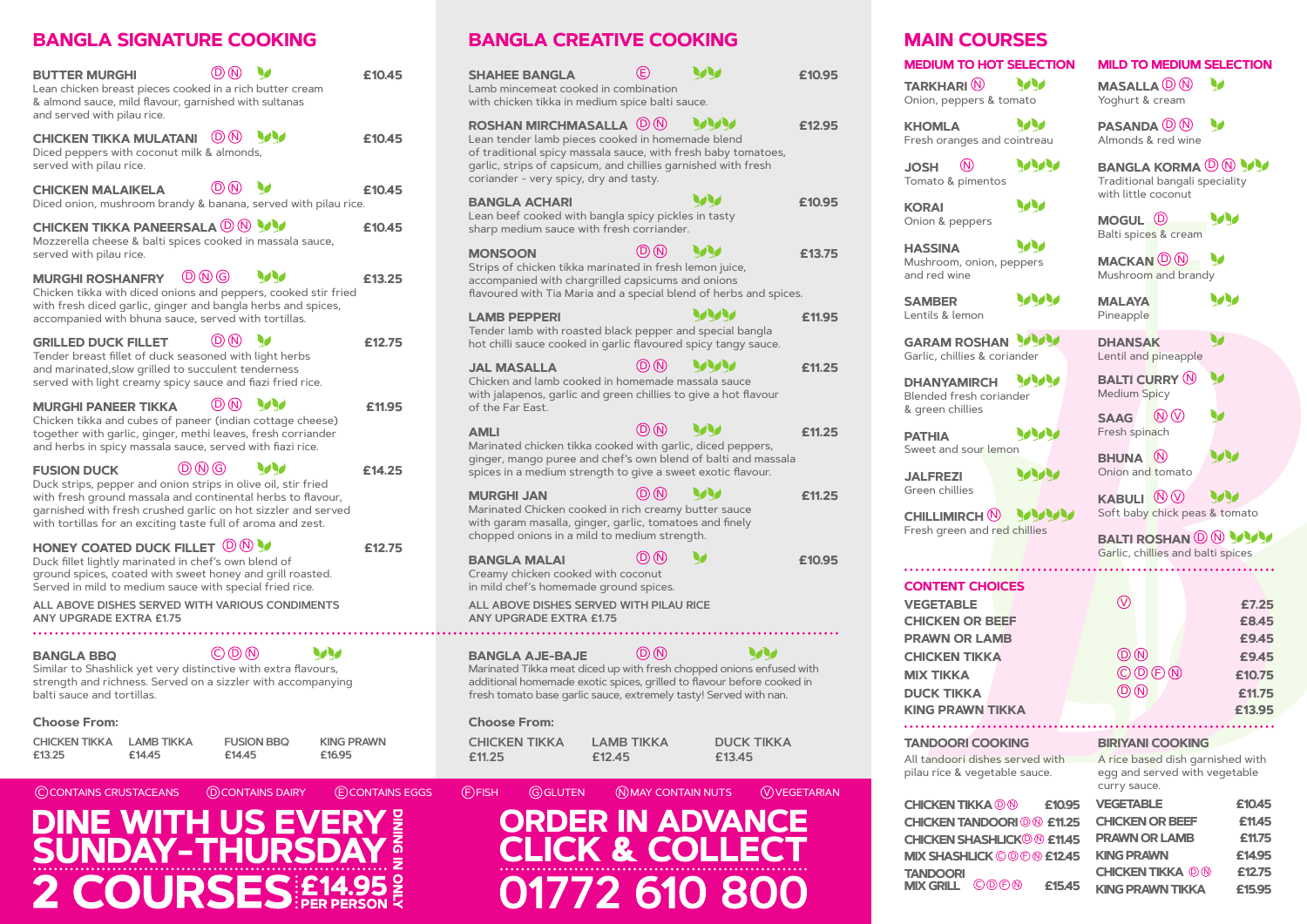## BANGLA SIGNATURE COOKING

**BUTTER MURGHI** Ⓓ Ⓝ — £10.45
Lean chicken breast pieces cooked in a rich butter cream & almond sauce, mild flavour, garnished with sultanas and served with pilau rice.

**CHICKEN TIKKA MULATANI** Ⓓ Ⓝ — £10.45
Diced peppers with coconut milk & almonds, served with pilau rice.

**CHICKEN MALAIKELA** Ⓓ Ⓝ — £10.45
Diced onion, mushroom brandy & banana, served with pilau rice.

**CHICKEN TIKKA PANEERSALA** Ⓓ Ⓝ — £10.45
Mozzerella cheese & balti spices cooked in massala sauce, served with pilau rice.

**MURGHI ROSHANFRY** Ⓓ Ⓝ Ⓖ — £13.25
Chicken tikka with diced onions and peppers, cooked stir fried with fresh diced garlic, ginger and bangla herbs and spices, accompanied with bhuna sauce, served with tortillas.

**GRILLED DUCK FILLET** Ⓓ Ⓝ — £12.75
Tender breast fillet of duck seasoned with light herbs and marinated,slow grilled to succulent tenderness served with light creamy spicy sauce and fiazi fried rice.

**MURGHI PANEER TIKKA** Ⓓ Ⓝ — £11.95
Chicken tikka and cubes of paneer (indian cottage cheese) together with garlic, ginger, methi leaves, fresh corriander and herbs in spicy massala sauce, served with fiazi rice.

**FUSION DUCK** Ⓓ Ⓝ Ⓖ — £14.25
Duck strips, pepper and onion strips in olive oil, stir fried with fresh ground massala and continental herbs to flavour, garnished with fresh crushed garlic on hot sizzler and served with tortillas for an exciting taste full of aroma and zest.

**HONEY COATED DUCK FILLET** Ⓓ Ⓝ — £12.75
Duck fillet lightly marinated in chef's own blend of ground spices, coated with sweet honey and grill roasted. Served in mild to medium sauce with special fried rice.

ALL ABOVE DISHES SERVED WITH VARIOUS CONDIMENTS
ANY UPGRADE EXTRA £1.75

**BANGLA BBQ** Ⓒ Ⓓ Ⓝ
Similar to Shashlick yet very distinctive with extra flavours, strength and richness. Served on a sizzler with accompanying balti sauce and tortillas.

Choose From:

| CHICKEN TIKKA | LAMB TIKKA | FUSION BBQ | KING PRAWN |
|---|---|---|---|
| £13.25 | £14.45 | £14.45 | £16.95 |

## BANGLA CREATIVE COOKING

**SHAHEE BANGLA** Ⓔ — £10.95
Lamb mincemeat cooked in combination with chicken tikka in medium spice balti sauce.

**ROSHAN MIRCHMASALLA** Ⓓ Ⓝ — £12.95
Lean tender lamb pieces cooked in homemade blend of traditional spicy massala sauce, with fresh baby tomatoes, garlic, strips of capsicum, and chillies garnished with fresh coriander - very spicy, dry and tasty.

**BANGLA ACHARI** — £10.95
Lean beef cooked with bangla spicy pickles in tasty sharp medium sauce with fresh corriander.

**MONSOON** Ⓓ Ⓝ — £13.75
Strips of chicken tikka marinated in fresh lemon juice, accompanied with chargrilled capsicums and onions flavoured with Tia Maria and a special blend of herbs and spices.

**LAMB PEPPERI** — £11.95
Tender lamb with roasted black pepper and special bangla hot chilli sauce cooked in garlic flavoured spicy tangy sauce.

**JAL MASALLA** Ⓓ Ⓝ — £11.25
Chicken and lamb cooked in homemade massala sauce with jalapenos, garlic and green chillies to give a hot flavour of the Far East.

**AMLI** Ⓓ Ⓝ — £11.25
Marinated chicken tikka cooked with garlic, diced peppers, ginger, mango puree and chef's own blend of balti and massala spices in a medium strength to give a sweet exotic flavour.

**MURGHI JAN** Ⓓ Ⓝ — £11.25
Marinated Chicken cooked in rich creamy butter sauce with garam masalla, ginger, garlic, tomatoes and finely chopped onions in a mild to medium strength.

**BANGLA MALAI** Ⓓ Ⓝ — £10.95
Creamy chicken cooked with coconut in mild chef's homemade ground spices.

ALL ABOVE DISHES SERVED WITH PILAU RICE
ANY UPGRADE EXTRA £1.75

**BANGLA AJE-BAJE** Ⓓ Ⓝ
Marinated Tikka meat diced up with fresh chopped onions enfused with additional homemade exotic spices, grilled to flavour before cooked in fresh tomato base garlic sauce, extremely tasty! Served with nan.

Choose From:

| CHICKEN TIKKA | LAMB TIKKA | DUCK TIKKA |
|---|---|---|
| £11.25 | £12.45 | £13.45 |

## MAIN COURSES

### MEDIUM TO HOT SELECTION

**TARKHARI** Ⓝ
Onion, peppers & tomato

**KHOMLA**
Fresh oranges and cointreau

**JOSH** Ⓝ
Tomato & pimentos

**KORAI**
Onion & peppers

**HASSINA**
Mushroom, onion, peppers and red wine

**SAMBER**
Lentils & lemon

**GARAM ROSHAN**
Garlic, chillies & coriander

**DHANYAMIRCH**
Blended fresh coriander & green chillies

**PATHIA**
Sweet and sour lemon

**JALFREZI**
Green chillies

**CHILLIMIRCH** Ⓝ
Fresh green and red chillies

### MILD TO MEDIUM SELECTION

**MASALLA** Ⓓ Ⓝ
Yoghurt & cream

**PASANDA** Ⓓ Ⓝ
Almonds & red wine

**BANGLA KORMA** Ⓓ Ⓝ
Traditional bangali speciality with little coconut

**MOGUL** Ⓓ
Balti spices & cream

**MACKAN** Ⓓ Ⓝ
Mushroom and brandy

**MALAYA**
Pineapple

**DHANSAK**
Lentil and pineapple

**BALTI CURRY** Ⓝ
Medium Spicy

**SAAG** Ⓝ Ⓥ
Fresh spinach

**BHUNA** Ⓝ
Onion and tomato

**KABULI** Ⓝ Ⓥ
Soft baby chick peas & tomato

**BALTI ROSHAN** Ⓓ Ⓝ
Garlic, chillies and balti spices

### CONTENT CHOICES

| | | |
|---|---|---|
| VEGETABLE | Ⓥ | £7.25 |
| CHICKEN OR BEEF | | £8.45 |
| PRAWN OR LAMB | | £9.45 |
| CHICKEN TIKKA | Ⓓ Ⓝ | £9.45 |
| MIX TIKKA | Ⓒ Ⓓ Ⓕ Ⓝ | £10.75 |
| DUCK TIKKA | Ⓓ Ⓝ | £11.75 |
| KING PRAWN TIKKA | | £13.95 |

### TANDOORI COOKING

All tandoori dishes served with pilau rice & vegetable sauce.

| | |
|---|---|
| CHICKEN TIKKA Ⓓ Ⓝ | £10.95 |
| CHICKEN TANDOORI Ⓓ Ⓝ | £11.25 |
| CHICKEN SHASHLICK Ⓓ Ⓝ | £11.45 |
| MIX SHASHLICK Ⓒ Ⓓ Ⓕ Ⓝ | £12.45 |
| TANDOORI MIX GRILL Ⓒ Ⓓ Ⓕ Ⓝ | £15.45 |

### BIRIYANI COOKING

A rice based dish garnished with egg and served with vegetable curry sauce.

| | |
|---|---|
| VEGETABLE | £10.45 |
| CHICKEN OR BEEF | £11.45 |
| PRAWN OR LAMB | £11.75 |
| KING PRAWN | £14.95 |
| CHICKEN TIKKA Ⓓ Ⓝ | £12.75 |
| KING PRAWN TIKKA | £15.95 |

Ⓒ CONTAINS CRUSTACEANS Ⓓ CONTAINS DAIRY Ⓔ CONTAINS EGGS Ⓕ FISH Ⓖ GLUTEN Ⓝ MAY CONTAIN NUTS Ⓥ VEGETARIAN

**DINE WITH US EVERY SUNDAY-THURSDAY**
**2 COURSES £14.95 PER PERSON**
DINING IN ONLY

**ORDER IN ADVANCE CLICK & COLLECT**
**01772 610 800**